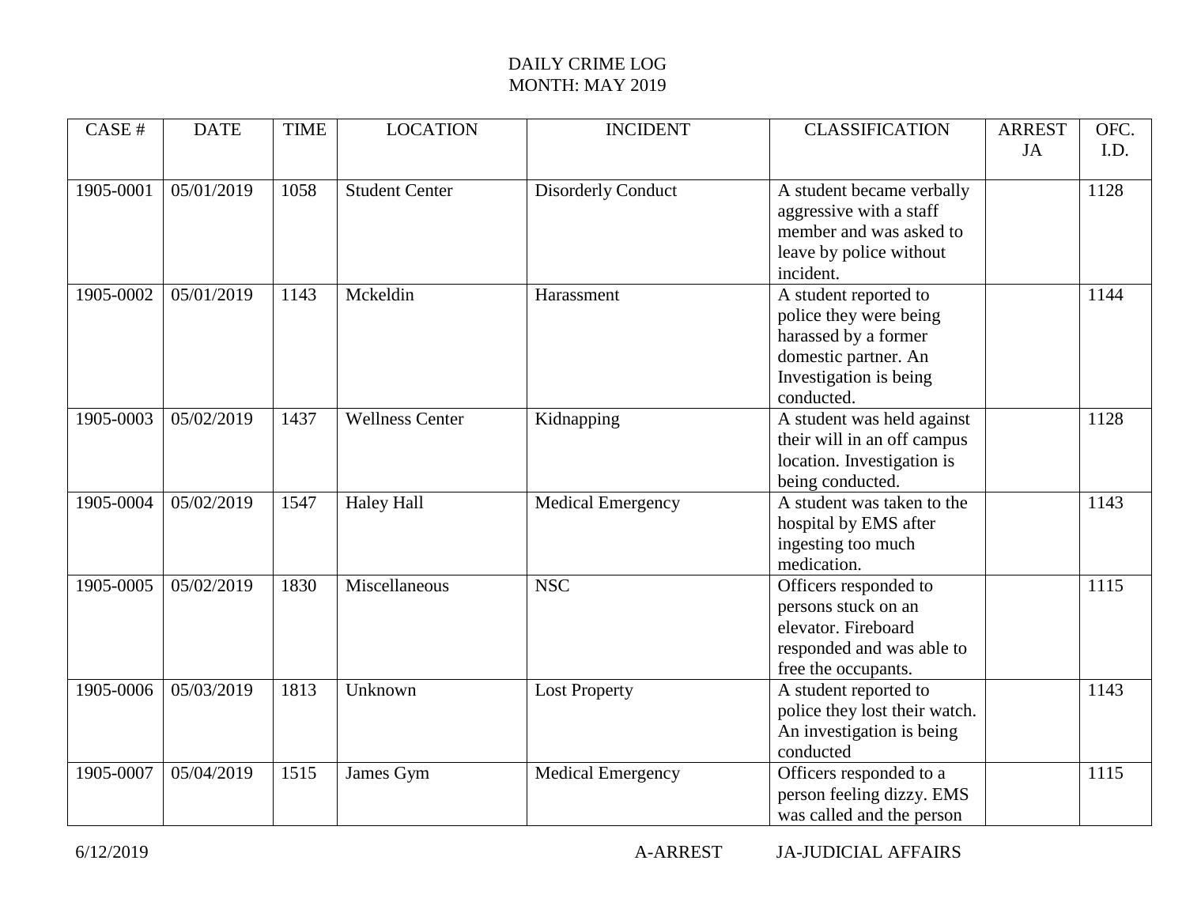DAILY CRIME LOG
MONTH: MAY 2019

| CASE # | DATE | TIME | LOCATION | INCIDENT | CLASSIFICATION | ARREST JA | OFC. I.D. |
|---|---|---|---|---|---|---|---|
| 1905-0001 | 05/01/2019 | 1058 | Student Center | Disorderly Conduct | A student became verbally aggressive with a staff member and was asked to leave by police without incident. | | 1128 |
| 1905-0002 | 05/01/2019 | 1143 | Mckeldin | Harassment | A student reported to police they were being harassed by a former domestic partner. An Investigation is being conducted. | | 1144 |
| 1905-0003 | 05/02/2019 | 1437 | Wellness Center | Kidnapping | A student was held against their will in an off campus location. Investigation is being conducted. | | 1128 |
| 1905-0004 | 05/02/2019 | 1547 | Haley Hall | Medical Emergency | A student was taken to the hospital by EMS after ingesting too much medication. | | 1143 |
| 1905-0005 | 05/02/2019 | 1830 | Miscellaneous | NSC | Officers responded to persons stuck on an elevator. Fireboard responded and was able to free the occupants. | | 1115 |
| 1905-0006 | 05/03/2019 | 1813 | Unknown | Lost Property | A student reported to police they lost their watch. An investigation is being conducted | | 1143 |
| 1905-0007 | 05/04/2019 | 1515 | James Gym | Medical Emergency | Officers responded to a person feeling dizzy. EMS was called and the person | | 1115 |

6/12/2019 A-ARREST JA-JUDICIAL AFFAIRS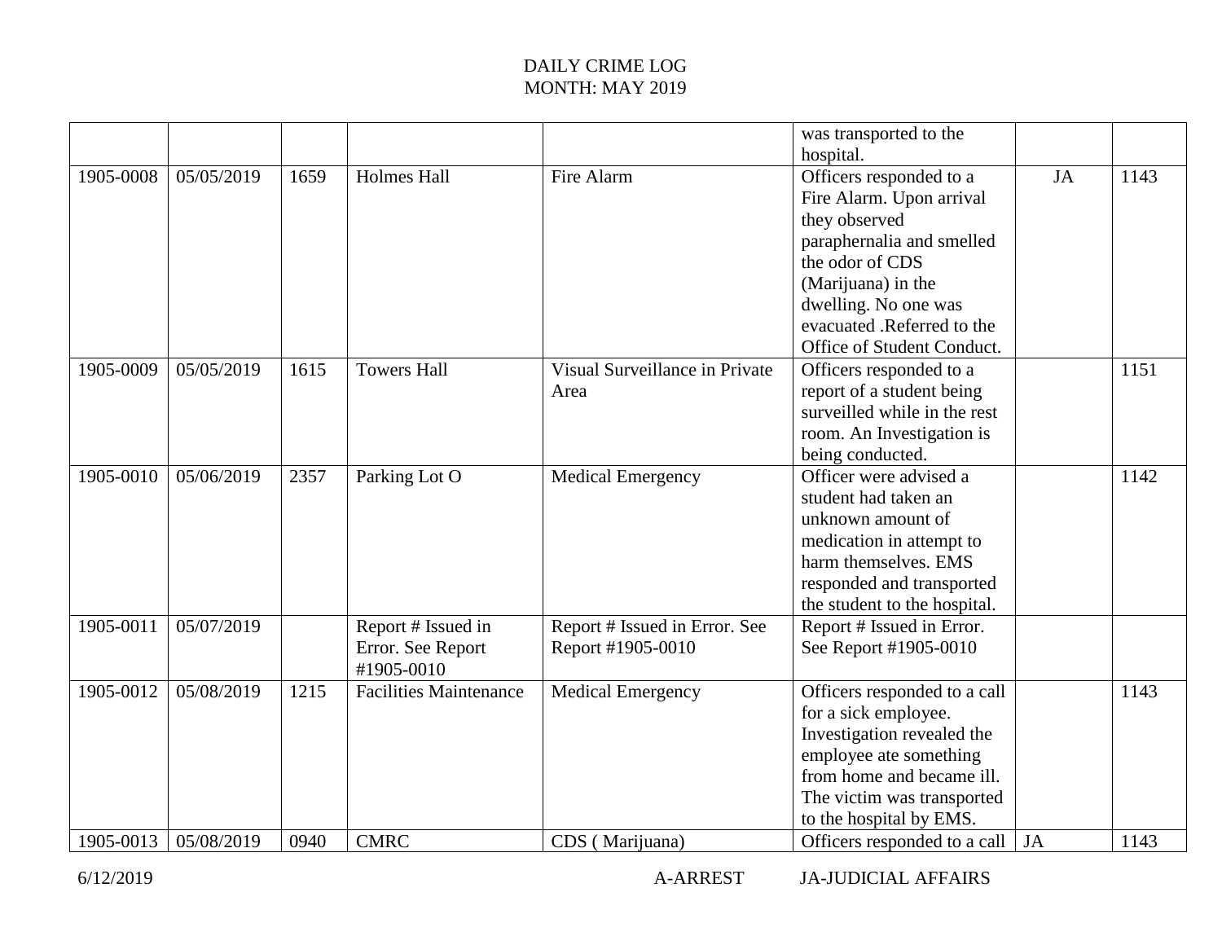DAILY CRIME LOG
MONTH: MAY 2019

| | | | | | | | |
|---|---|---|---|---|---|---|---|
| | | | | | was transported to the hospital. | | |
| 1905-0008 | 05/05/2019 | 1659 | Holmes Hall | Fire Alarm | Officers responded to a Fire Alarm. Upon arrival they observed paraphernalia and smelled the odor of CDS (Marijuana) in the dwelling. No one was evacuated .Referred to the Office of Student Conduct. | JA | 1143 |
| 1905-0009 | 05/05/2019 | 1615 | Towers Hall | Visual Surveillance in Private Area | Officers responded to a report of a student being surveilled while in the rest room. An Investigation is being conducted. | | 1151 |
| 1905-0010 | 05/06/2019 | 2357 | Parking Lot O | Medical Emergency | Officer were advised a student had taken an unknown amount of medication in attempt to harm themselves. EMS responded and transported the student to the hospital. | | 1142 |
| 1905-0011 | 05/07/2019 | | Report # Issued in Error. See Report #1905-0010 | Report # Issued in Error. See Report #1905-0010 | Report # Issued in Error. See Report #1905-0010 | | |
| 1905-0012 | 05/08/2019 | 1215 | Facilities Maintenance | Medical Emergency | Officers responded to a call for a sick employee. Investigation revealed the employee ate something from home and became ill. The victim was transported to the hospital by EMS. | | 1143 |
| 1905-0013 | 05/08/2019 | 0940 | CMRC | CDS ( Marijuana) | Officers responded to a call | JA | 1143 |

6/12/2019 A-ARREST JA-JUDICIAL AFFAIRS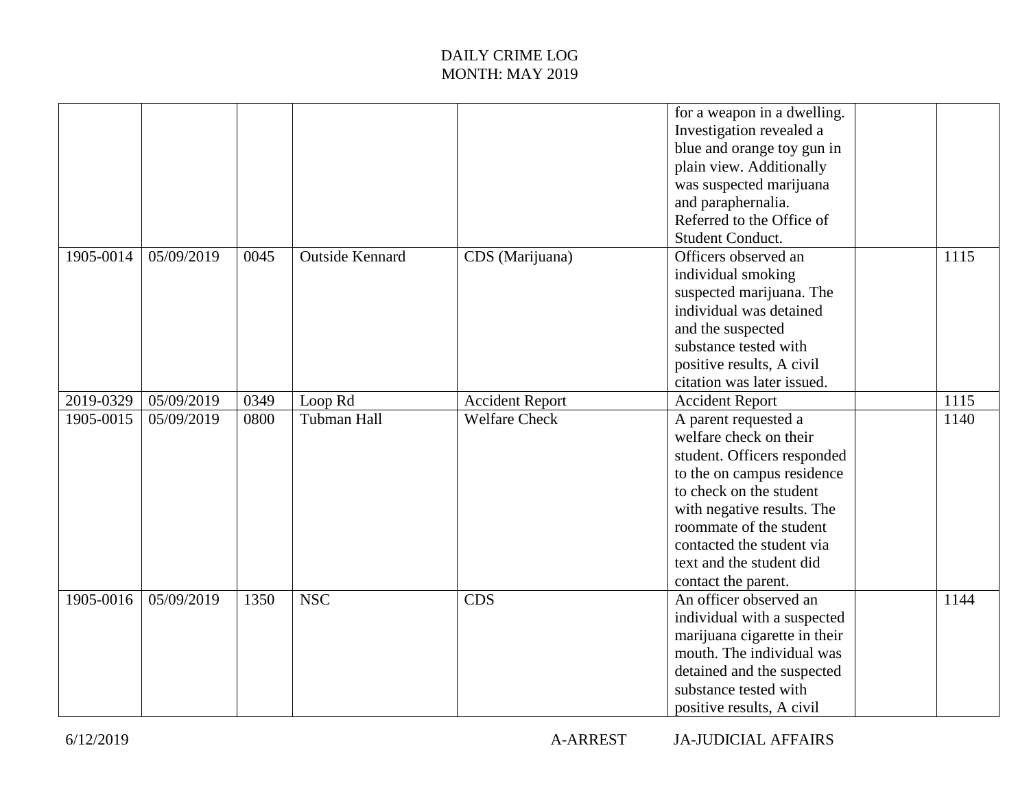DAILY CRIME LOG
MONTH: MAY 2019

| | | | | | | | |
|---|---|---|---|---|---|---|---|
| | | | | | for a weapon in a dwelling. Investigation revealed a blue and orange toy gun in plain view. Additionally was suspected marijuana and paraphernalia. Referred to the Office of Student Conduct. | | |
| 1905-0014 | 05/09/2019 | 0045 | Outside Kennard | CDS (Marijuana) | Officers observed an individual smoking suspected marijuana. The individual was detained and the suspected substance tested with positive results, A civil citation was later issued. | | 1115 |
| 2019-0329 | 05/09/2019 | 0349 | Loop Rd | Accident Report | Accident Report | | 1115 |
| 1905-0015 | 05/09/2019 | 0800 | Tubman Hall | Welfare Check | A parent requested a welfare check on their student. Officers responded to the on campus residence to check on the student with negative results. The roommate of the student contacted the student via text and the student did contact the parent. | | 1140 |
| 1905-0016 | 05/09/2019 | 1350 | NSC | CDS | An officer observed an individual with a suspected marijuana cigarette in their mouth. The individual was detained and the suspected substance tested with positive results, A civil | | 1144 |

A-ARREST JA-JUDICIAL AFFAIRS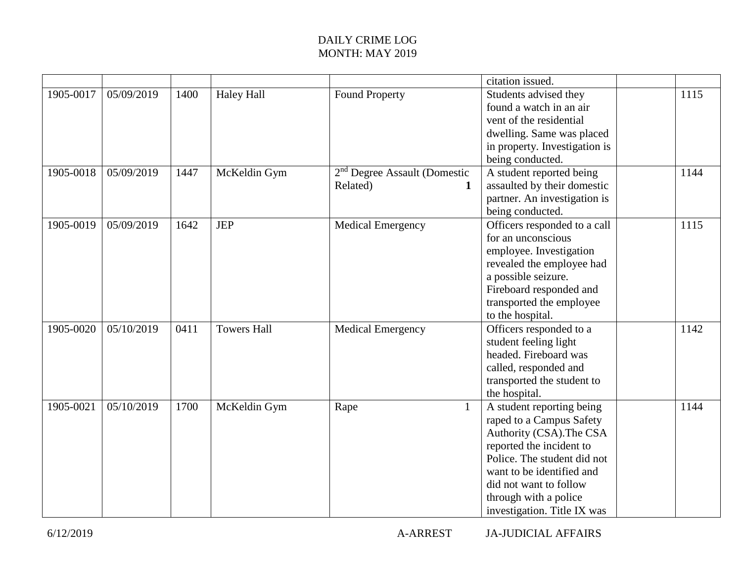DAILY CRIME LOG
MONTH: MAY 2019

| | | | | | | | |
|---|---|---|---|---|---|---|---|
| | | | | | citation issued. | | |
| 1905-0017 | 05/09/2019 | 1400 | Haley Hall | Found Property | Students advised they found a watch in an air vent of the residential dwelling. Same was placed in property. Investigation is being conducted. | | 1115 |
| 1905-0018 | 05/09/2019 | 1447 | McKeldin Gym | 2nd Degree Assault (Domestic Related) **1** | A student reported being assaulted by their domestic partner. An investigation is being conducted. | | 1144 |
| 1905-0019 | 05/09/2019 | 1642 | JEP | Medical Emergency | Officers responded to a call for an unconscious employee. Investigation revealed the employee had a possible seizure. Fireboard responded and transported the employee to the hospital. | | 1115 |
| 1905-0020 | 05/10/2019 | 0411 | Towers Hall | Medical Emergency | Officers responded to a student feeling light headed. Fireboard was called, responded and transported the student to the hospital. | | 1142 |
| 1905-0021 | 05/10/2019 | 1700 | McKeldin Gym | Rape 1 | A student reporting being raped to a Campus Safety Authority (CSA).The CSA reported the incident to Police. The student did not want to be identified and did not want to follow through with a police investigation. Title IX was | | 1144 |

6/12/2019 A-ARREST JA-JUDICIAL AFFAIRS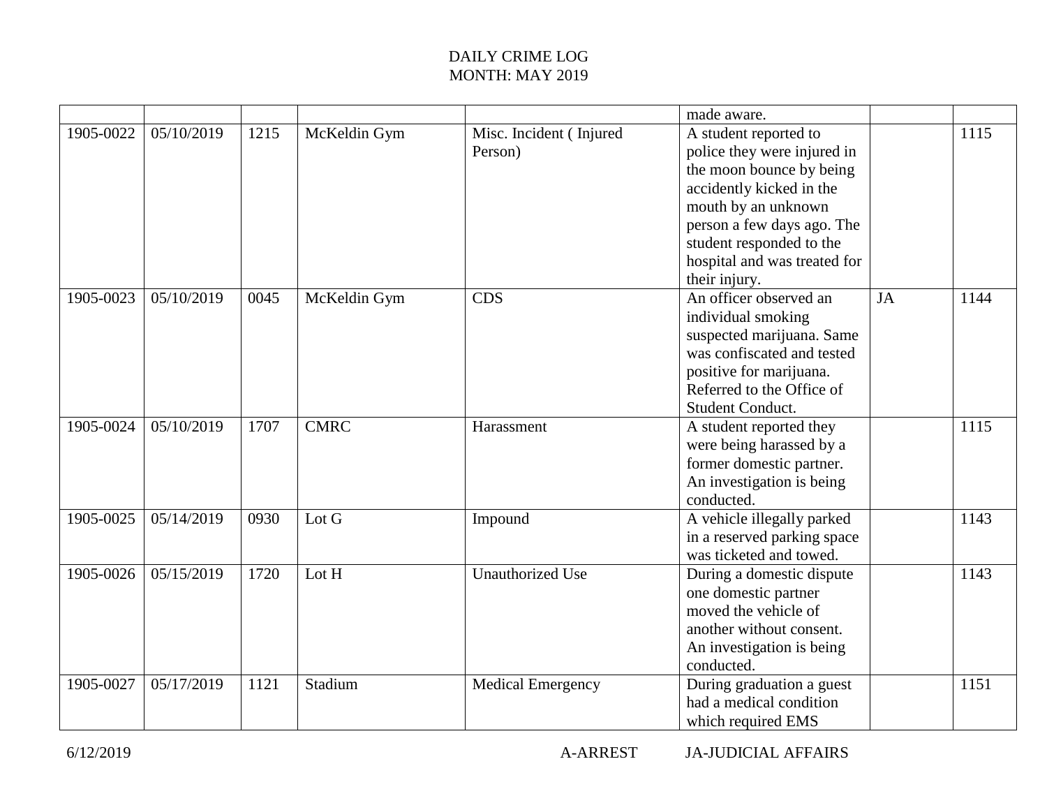DAILY CRIME LOG
MONTH: MAY 2019

| | | | | | | | |
|---|---|---|---|---|---|---|---|
| | | | | | made aware. | | |
| 1905-0022 | 05/10/2019 | 1215 | McKeldin Gym | Misc. Incident ( Injured Person) | A student reported to police they were injured in the moon bounce by being accidently kicked in the mouth by an unknown person a few days ago. The student responded to the hospital and was treated for their injury. | | 1115 |
| 1905-0023 | 05/10/2019 | 0045 | McKeldin Gym | CDS | An officer observed an individual smoking suspected marijuana. Same was confiscated and tested positive for marijuana. Referred to the Office of Student Conduct. | JA | 1144 |
| 1905-0024 | 05/10/2019 | 1707 | CMRC | Harassment | A student reported they were being harassed by a former domestic partner. An investigation is being conducted. | | 1115 |
| 1905-0025 | 05/14/2019 | 0930 | Lot G | Impound | A vehicle illegally parked in a reserved parking space was ticketed and towed. | | 1143 |
| 1905-0026 | 05/15/2019 | 1720 | Lot H | Unauthorized Use | During a domestic dispute one domestic partner moved the vehicle of another without consent. An investigation is being conducted. | | 1143 |
| 1905-0027 | 05/17/2019 | 1121 | Stadium | Medical Emergency | During graduation a guest had a medical condition which required EMS | | 1151 |

6/12/2019 A-ARREST JA-JUDICIAL AFFAIRS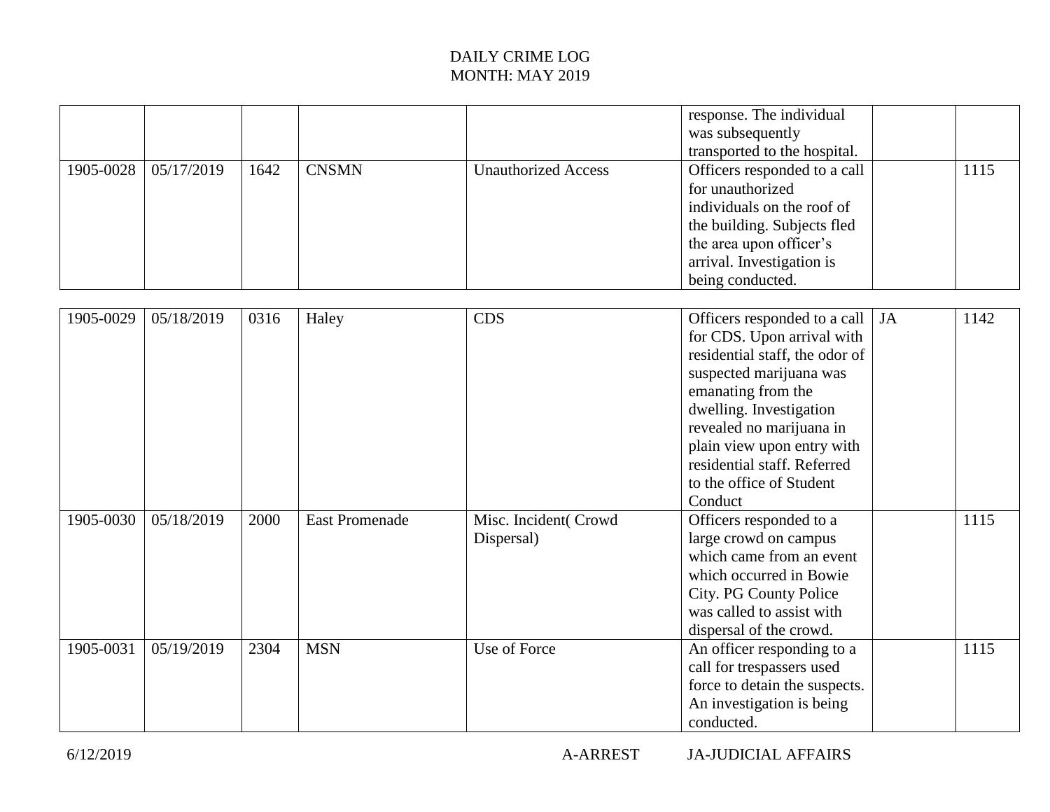DAILY CRIME LOG
MONTH: MAY 2019

| | | | | | | | |
|---|---|---|---|---|---|---|---|
| | | | | | response. The individual was subsequently transported to the hospital. | | |
| 1905-0028 | 05/17/2019 | 1642 | CNSMN | Unauthorized Access | Officers responded to a call for unauthorized individuals on the roof of the building. Subjects fled the area upon officer's arrival. Investigation is being conducted. | | 1115 |
| 1905-0029 | 05/18/2019 | 0316 | Haley | CDS | Officers responded to a call for CDS. Upon arrival with residential staff, the odor of suspected marijuana was emanating from the dwelling. Investigation revealed no marijuana in plain view upon entry with residential staff. Referred to the office of Student Conduct | JA | 1142 |
| 1905-0030 | 05/18/2019 | 2000 | East Promenade | Misc. Incident( Crowd Dispersal) | Officers responded to a large crowd on campus which came from an event which occurred in Bowie City. PG County Police was called to assist with dispersal of the crowd. | | 1115 |
| 1905-0031 | 05/19/2019 | 2304 | MSN | Use of Force | An officer responding to a call for trespassers used force to detain the suspects. An investigation is being conducted. | | 1115 |

6/12/2019 A-ARREST JA-JUDICIAL AFFAIRS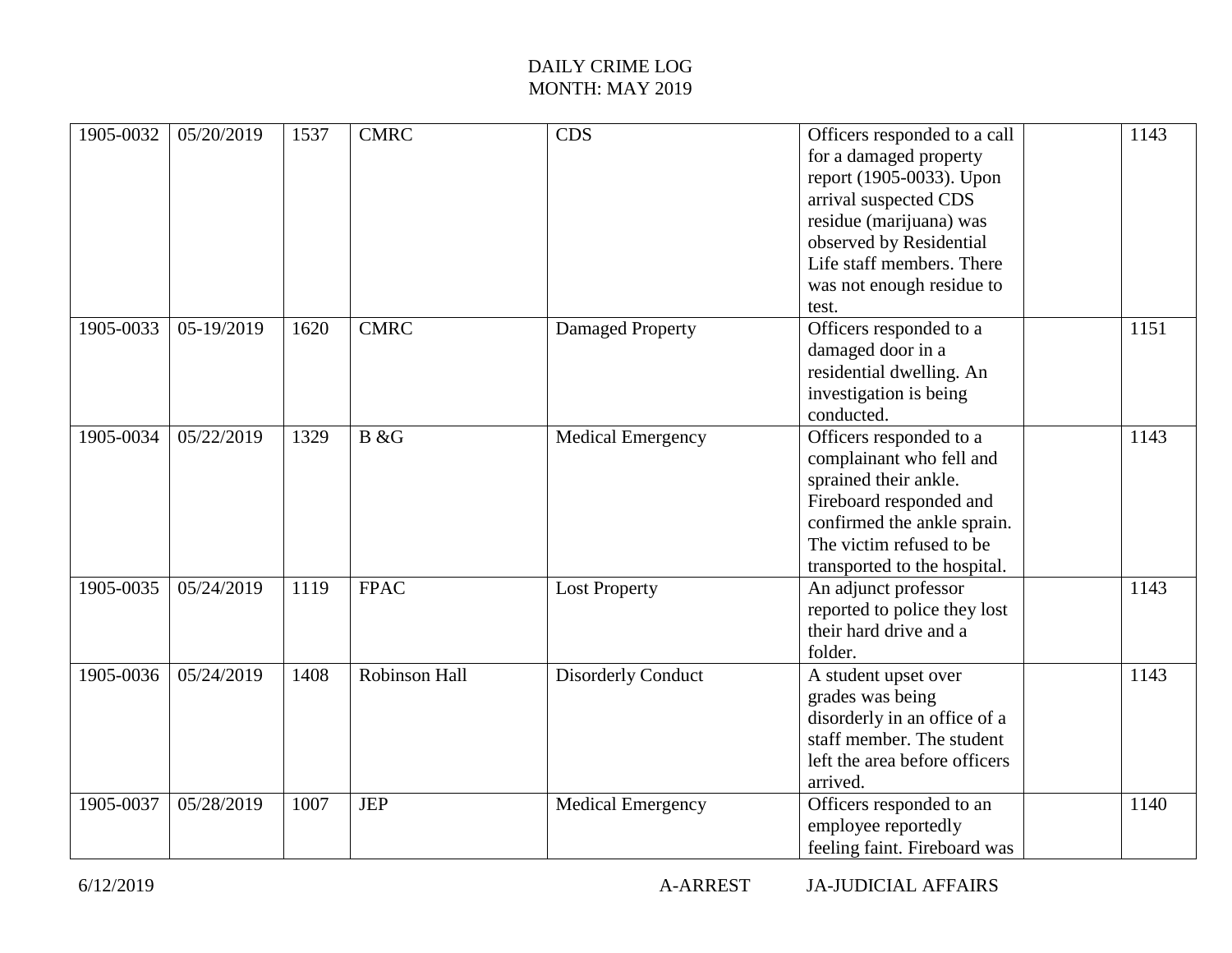DAILY CRIME LOG
MONTH: MAY 2019

| | | | | | | | |
|---|---|---|---|---|---|---|---|
| 1905-0032 | 05/20/2019 | 1537 | CMRC | CDS | Officers responded to a call for a damaged property report (1905-0033). Upon arrival suspected CDS residue (marijuana) was observed by Residential Life staff members. There was not enough residue to test. | | 1143 |
| 1905-0033 | 05-19/2019 | 1620 | CMRC | Damaged Property | Officers responded to a damaged door in a residential dwelling. An investigation is being conducted. | | 1151 |
| 1905-0034 | 05/22/2019 | 1329 | B &G | Medical Emergency | Officers responded to a complainant who fell and sprained their ankle. Fireboard responded and confirmed the ankle sprain. The victim refused to be transported to the hospital. | | 1143 |
| 1905-0035 | 05/24/2019 | 1119 | FPAC | Lost Property | An adjunct professor reported to police they lost their hard drive and a folder. | | 1143 |
| 1905-0036 | 05/24/2019 | 1408 | Robinson Hall | Disorderly Conduct | A student upset over grades was being disorderly in an office of a staff member. The student left the area before officers arrived. | | 1143 |
| 1905-0037 | 05/28/2019 | 1007 | JEP | Medical Emergency | Officers responded to an employee reportedly feeling faint. Fireboard was | | 1140 |

6/12/2019 A-ARREST JA-JUDICIAL AFFAIRS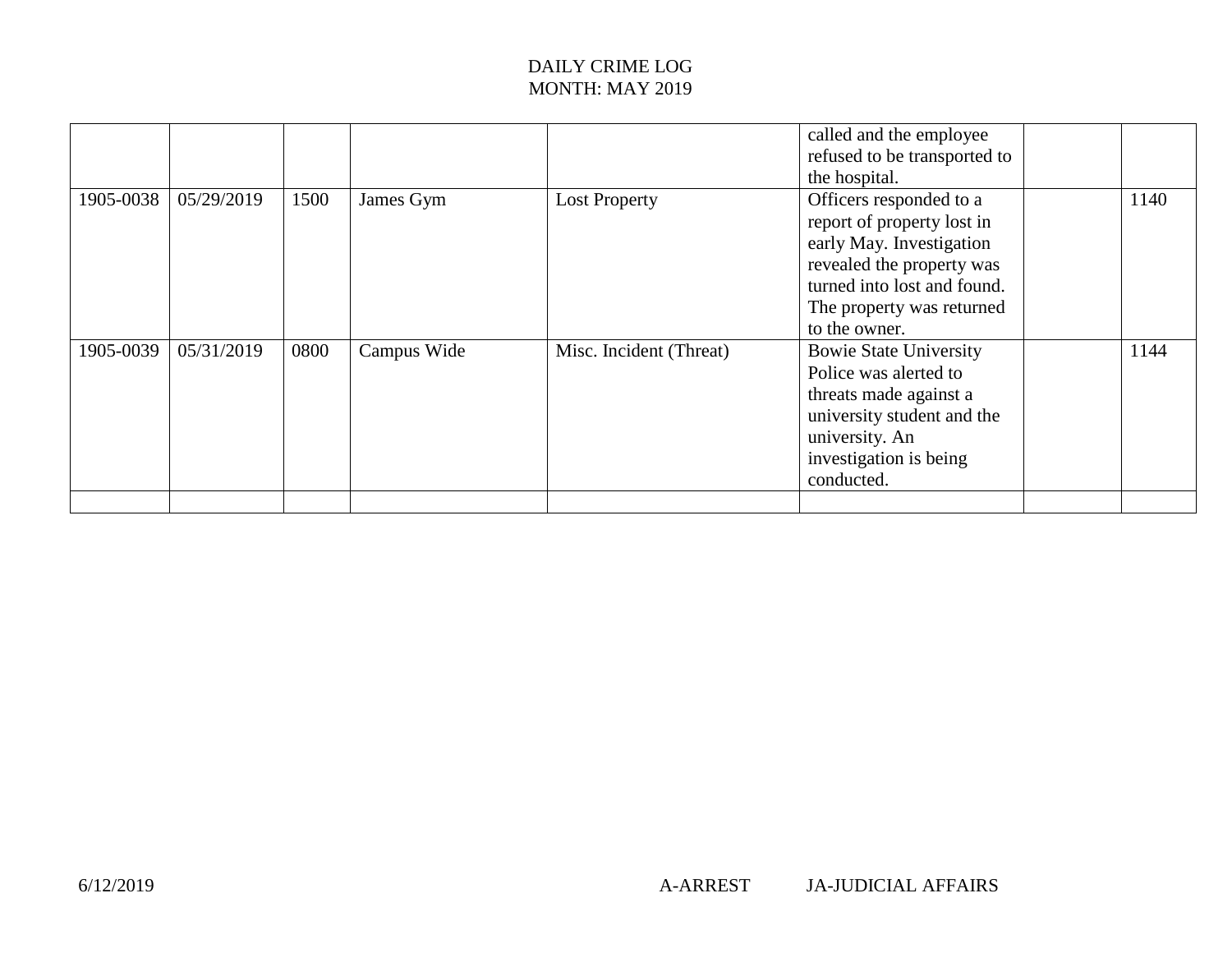DAILY CRIME LOG
MONTH: MAY 2019

| | | | | | | | |
|---|---|---|---|---|---|---|---|
| | | | | | called and the employee refused to be transported to the hospital. | | |
| 1905-0038 | 05/29/2019 | 1500 | James Gym | Lost Property | Officers responded to a report of property lost in early May. Investigation revealed the property was turned into lost and found. The property was returned to the owner. | | 1140 |
| 1905-0039 | 05/31/2019 | 0800 | Campus Wide | Misc. Incident (Threat) | Bowie State University Police was alerted to threats made against a university student and the university. An investigation is being conducted. | | 1144 |
| | | | | | | | |

6/12/2019 A-ARREST JA-JUDICIAL AFFAIRS